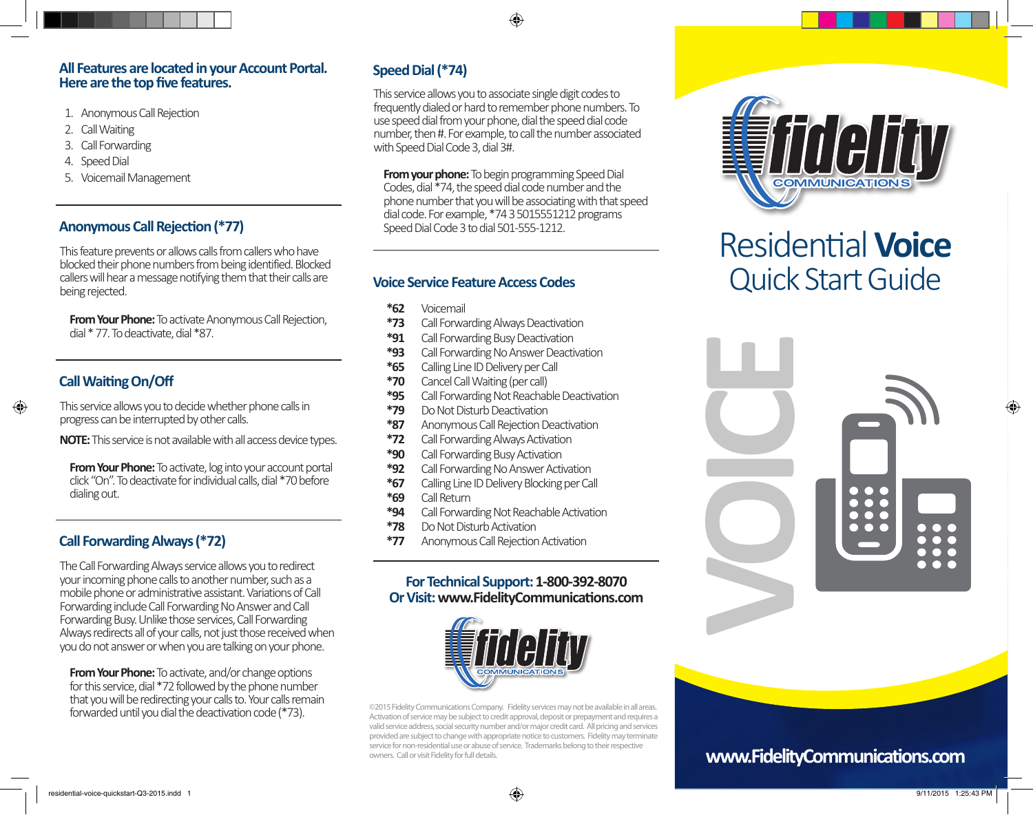## All Features are located in your Account Portal. Here are the top five features.

1. Anonymous Call Rejection
2. Call Waiting
3. Call Forwarding
4. Speed Dial
5. Voicemail Management

## Anonymous Call Rejection (*77)

This feature prevents or allows calls from callers who have blocked their phone numbers from being identified. Blocked callers will hear a message notifying them that their calls are being rejected.

**From Your Phone:** To activate Anonymous Call Rejection, dial * 77. To deactivate, dial *87.

## Call Waiting On/Off

This service allows you to decide whether phone calls in progress can be interrupted by other calls.

**NOTE:** This service is not available with all access device types.

**From Your Phone:** To activate, log into your account portal click "On". To deactivate for individual calls, dial *70 before dialing out.

## Call Forwarding Always (*72)

The Call Forwarding Always service allows you to redirect your incoming phone calls to another number, such as a mobile phone or administrative assistant. Variations of Call Forwarding include Call Forwarding No Answer and Call Forwarding Busy. Unlike those services, Call Forwarding Always redirects all of your calls, not just those received when you do not answer or when you are talking on your phone.

**From Your Phone:** To activate, and/or change options for this service, dial *72 followed by the phone number that you will be redirecting your calls to. Your calls remain forwarded until you dial the deactivation code (*73).

## Speed Dial (*74)

This service allows you to associate single digit codes to frequently dialed or hard to remember phone numbers. To use speed dial from your phone, dial the speed dial code number, then #. For example, to call the number associated with Speed Dial Code 3, dial 3#.

**From your phone:** To begin programming Speed Dial Codes, dial *74, the speed dial code number and the phone number that you will be associating with that speed dial code. For example, *74 3 5015551212 programs Speed Dial Code 3 to dial 501-555-1212.

## Voice Service Feature Access Codes

| Code | Feature |
|---|---|
| **\*62** | Voicemail |
| **\*73** | Call Forwarding Always Deactivation |
| **\*91** | Call Forwarding Busy Deactivation |
| **\*93** | Call Forwarding No Answer Deactivation |
| **\*65** | Calling Line ID Delivery per Call |
| **\*70** | Cancel Call Waiting (per call) |
| **\*95** | Call Forwarding Not Reachable Deactivation |
| **\*79** | Do Not Disturb Deactivation |
| **\*87** | Anonymous Call Rejection Deactivation |
| **\*72** | Call Forwarding Always Activation |
| **\*90** | Call Forwarding Busy Activation |
| **\*92** | Call Forwarding No Answer Activation |
| **\*67** | Calling Line ID Delivery Blocking per Call |
| **\*69** | Call Return |
| **\*94** | Call Forwarding Not Reachable Activation |
| **\*78** | Do Not Disturb Activation |
| **\*77** | Anonymous Call Rejection Activation |

**For Technical Support: 1-800-392-8070**
**Or Visit: www.FidelityCommunications.com**

fidelity COMMUNICATIONS

©2015 Fidelity Communications Company. Fidelity services may not be available in all areas. Activation of service may be subject to credit approval, deposit or prepayment and requires a valid service address, social security number and/or major credit card. All pricing and services provided are subject to change with appropriate notice to customers. Fidelity may terminate service for non-residential use or abuse of service. Trademarks belong to their respective owners. Call or visit Fidelity for full details.

fidelity COMMUNICATIONS

# Residential **Voice** Quick Start Guide

VOICE

**www.FidelityCommunications.com**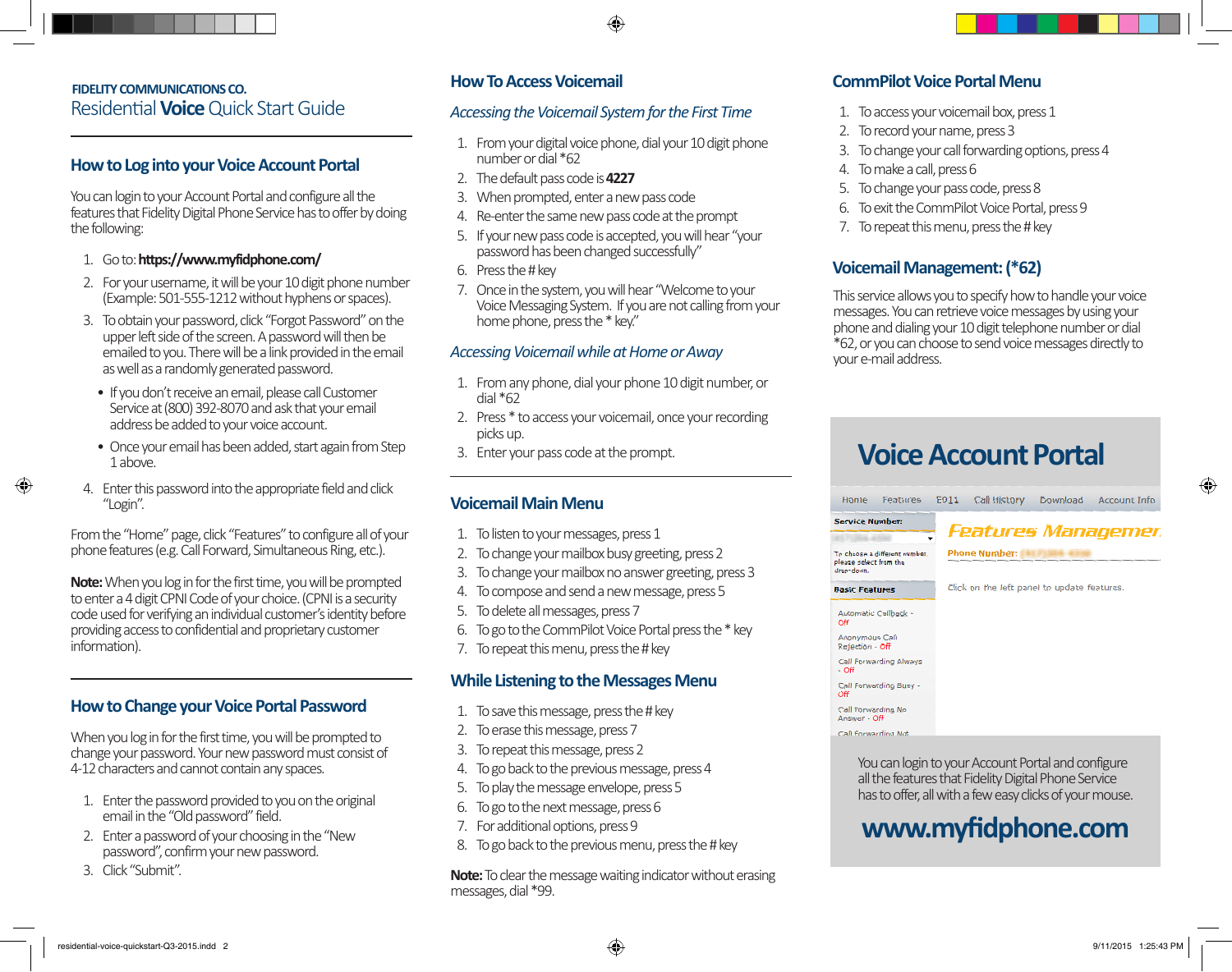FIDELITY COMMUNICATIONS CO.

# Residential **Voice** Quick Start Guide

## How to Log into your Voice Account Portal

You can login to your Account Portal and configure all the features that Fidelity Digital Phone Service has to offer by doing the following:

1. Go to: **https://www.myfidphone.com/**
2. For your username, it will be your 10 digit phone number (Example: 501-555-1212 without hyphens or spaces).
3. To obtain your password, click "Forgot Password" on the upper left side of the screen. A password will then be emailed to you. There will be a link provided in the email as well as a randomly generated password.
   - If you don't receive an email, please call Customer Service at (800) 392-8070 and ask that your email address be added to your voice account.
   - Once your email has been added, start again from Step 1 above.
4. Enter this password into the appropriate field and click "Login".

From the "Home" page, click "Features" to configure all of your phone features (e.g. Call Forward, Simultaneous Ring, etc.).

**Note:** When you log in for the first time, you will be prompted to enter a 4 digit CPNI Code of your choice. (CPNI is a security code used for verifying an individual customer's identity before providing access to confidential and proprietary customer information).

## How to Change your Voice Portal Password

When you log in for the first time, you will be prompted to change your password. Your new password must consist of 4-12 characters and cannot contain any spaces.

1. Enter the password provided to you on the original email in the "Old password" field.
2. Enter a password of your choosing in the "New password", confirm your new password.
3. Click "Submit".

## How To Access Voicemail

### *Accessing the Voicemail System for the First Time*

1. From your digital voice phone, dial your 10 digit phone number or dial *62
2. The default pass code is **4227**
3. When prompted, enter a new pass code
4. Re-enter the same new pass code at the prompt
5. If your new pass code is accepted, you will hear "your password has been changed successfully"
6. Press the # key
7. Once in the system, you will hear "Welcome to your Voice Messaging System. If you are not calling from your home phone, press the * key."

### *Accessing Voicemail while at Home or Away*

1. From any phone, dial your phone 10 digit number, or dial *62
2. Press * to access your voicemail, once your recording picks up.
3. Enter your pass code at the prompt.

## Voicemail Main Menu

1. To listen to your messages, press 1
2. To change your mailbox busy greeting, press 2
3. To change your mailbox no answer greeting, press 3
4. To compose and send a new message, press 5
5. To delete all messages, press 7
6. To go to the CommPilot Voice Portal press the * key
7. To repeat this menu, press the # key

## While Listening to the Messages Menu

1. To save this message, press the # key
2. To erase this message, press 7
3. To repeat this message, press 2
4. To go back to the previous message, press 4
5. To play the message envelope, press 5
6. To go to the next message, press 6
7. For additional options, press 9
8. To go back to the previous menu, press the # key

**Note:** To clear the message waiting indicator without erasing messages, dial *99.

## CommPilot Voice Portal Menu

1. To access your voicemail box, press 1
2. To record your name, press 3
3. To change your call forwarding options, press 4
4. To make a call, press 6
5. To change your pass code, press 8
6. To exit the CommPilot Voice Portal, press 9
7. To repeat this menu, press the # key

## Voicemail Management: (*62)

This service allows you to specify how to handle your voice messages. You can retrieve voice messages by using your phone and dialing your 10 digit telephone number or dial *62, or you can choose to send voice messages directly to your e-mail address.

## Voice Account Portal

You can login to your Account Portal and configure all the features that Fidelity Digital Phone Service has to offer, all with a few easy clicks of your mouse.

**www.myfidphone.com**